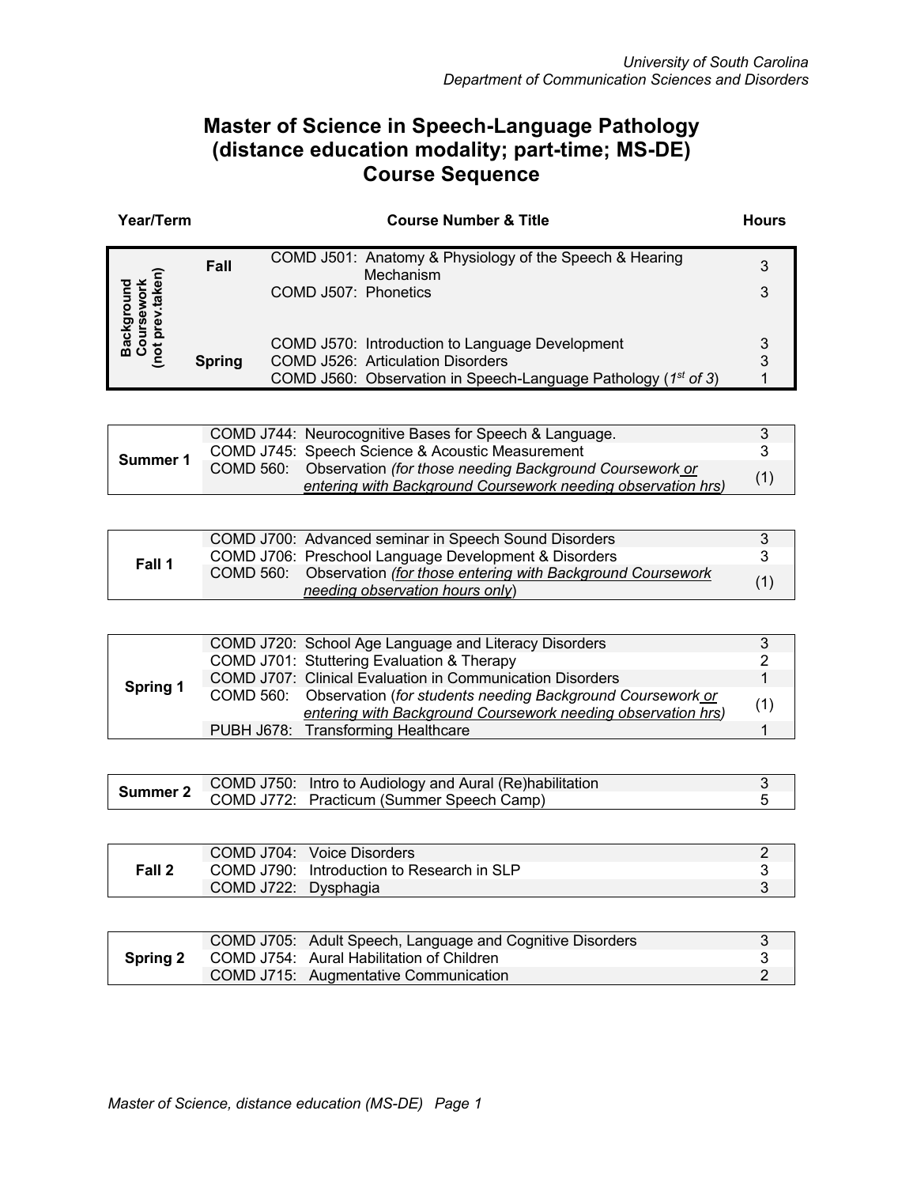University of South Carolina
Department of Communication Sciences and Disorders

# Master of Science in Speech-Language Pathology (distance education modality; part-time; MS-DE) Course Sequence

| Year/Term | | Course Number & Title | Hours |
|---|---|---|---|
| Background Coursework (not prev.taken) | Fall | COMD J501: Anatomy & Physiology of the Speech & Hearing Mechanism | 3 |
| | | COMD J507: Phonetics | 3 |
| | Spring | COMD J570: Introduction to Language Development | 3 |
| | | COMD J526: Articulation Disorders | 3 |
| | | COMD J560: Observation in Speech-Language Pathology (*1st of 3*) | 1 |

| Term | Course Number & Title | Hours |
|---|---|---|
| Summer 1 | COMD J744: Neurocognitive Bases for Speech & Language. | 3 |
| | COMD J745: Speech Science & Acoustic Measurement | 3 |
| | COMD 560: Observation *(for those needing Background Coursework or entering with Background Coursework needing observation hrs)* | (1) |

| Term | Course Number & Title | Hours |
|---|---|---|
| Fall 1 | COMD J700: Advanced seminar in Speech Sound Disorders | 3 |
| | COMD J706: Preschool Language Development & Disorders | 3 |
| | COMD 560: Observation *(for those entering with Background Coursework needing observation hours only)* | (1) |

| Term | Course Number & Title | Hours |
|---|---|---|
| Spring 1 | COMD J720: School Age Language and Literacy Disorders | 3 |
| | COMD J701: Stuttering Evaluation & Therapy | 2 |
| | COMD J707: Clinical Evaluation in Communication Disorders | 1 |
| | COMD 560: Observation (*for students needing Background Coursework or entering with Background Coursework needing observation hrs)* | (1) |
| | PUBH J678: Transforming Healthcare | 1 |

| Term | Course Number & Title | Hours |
|---|---|---|
| Summer 2 | COMD J750: Intro to Audiology and Aural (Re)habilitation | 3 |
| | COMD J772: Practicum (Summer Speech Camp) | 5 |

| Term | Course Number & Title | Hours |
|---|---|---|
| Fall 2 | COMD J704: Voice Disorders | 2 |
| | COMD J790: Introduction to Research in SLP | 3 |
| | COMD J722: Dysphagia | 3 |

| Term | Course Number & Title | Hours |
|---|---|---|
| Spring 2 | COMD J705: Adult Speech, Language and Cognitive Disorders | 3 |
| | COMD J754: Aural Habilitation of Children | 3 |
| | COMD J715: Augmentative Communication | 2 |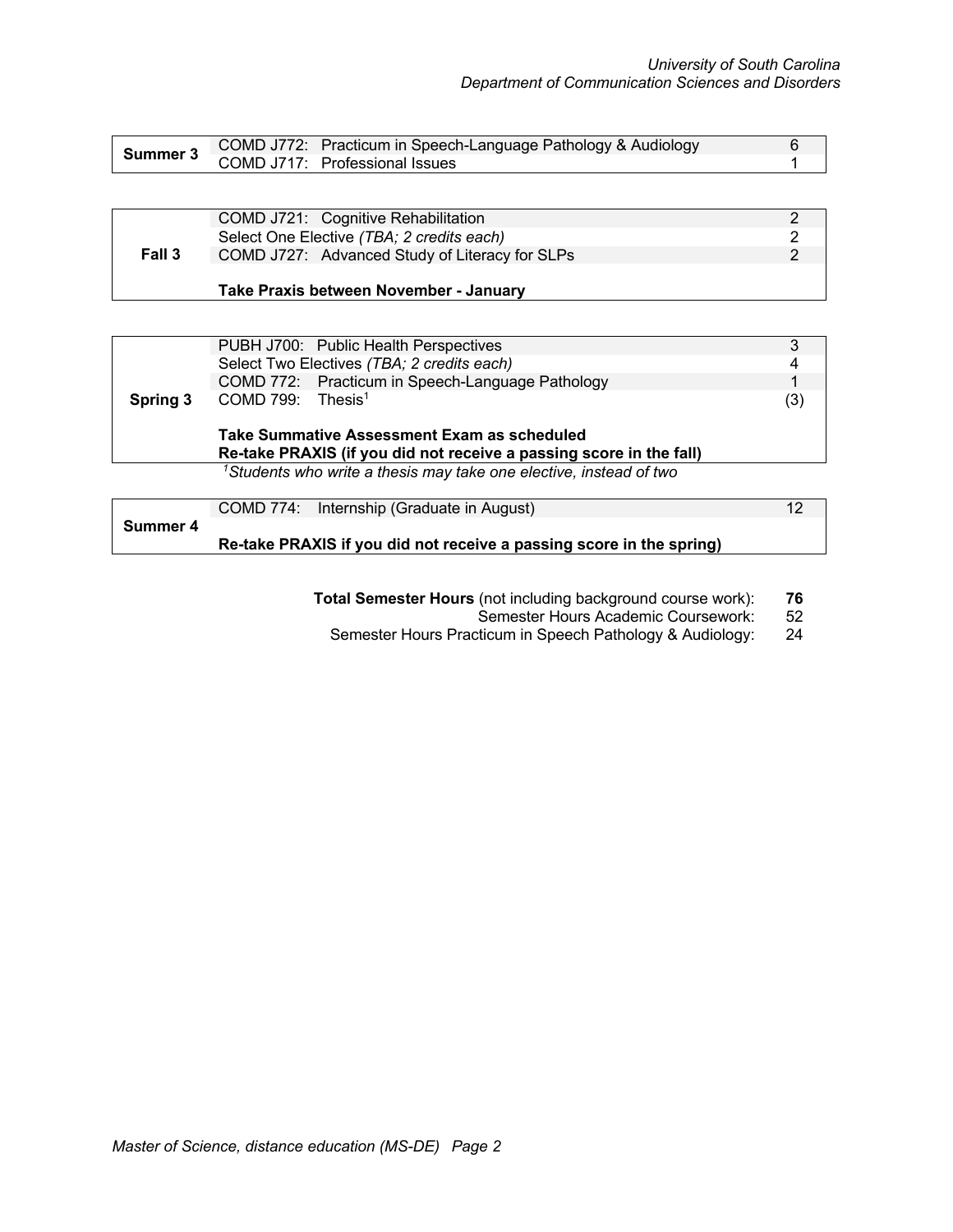| | | |
|---|---|---|
| **Summer 3** | COMD J772: Practicum in Speech-Language Pathology & Audiology | 6 |
| | COMD J717: Professional Issues | 1 |

| | | |
|---|---|---|
| **Fall 3** | COMD J721: Cognitive Rehabilitation | 2 |
| | Select One Elective *(TBA; 2 credits each)* | 2 |
| | COMD J727: Advanced Study of Literacy for SLPs | 2 |
| | **Take Praxis between November - January** | |

| | | |
|---|---|---|
| **Spring 3** | PUBH J700: Public Health Perspectives | 3 |
| | Select Two Electives *(TBA; 2 credits each)* | 4 |
| | COMD 772: Practicum in Speech-Language Pathology | 1 |
| | COMD 799: Thesis[1] | (3) |
| | **Take Summative Assessment Exam as scheduled** | |
| | **Re-take PRAXIS (if you did not receive a passing score in the fall)** | |

*[1]Students who write a thesis may take one elective, instead of two*

| | | |
|---|---|---|
| **Summer 4** | COMD 774: Internship (Graduate in August) | 12 |
| | **Re-take PRAXIS if you did not receive a passing score in the spring)** | |

**Total Semester Hours** (not including background course work): **76**

Semester Hours Academic Coursework: 52

Semester Hours Practicum in Speech Pathology & Audiology: 24